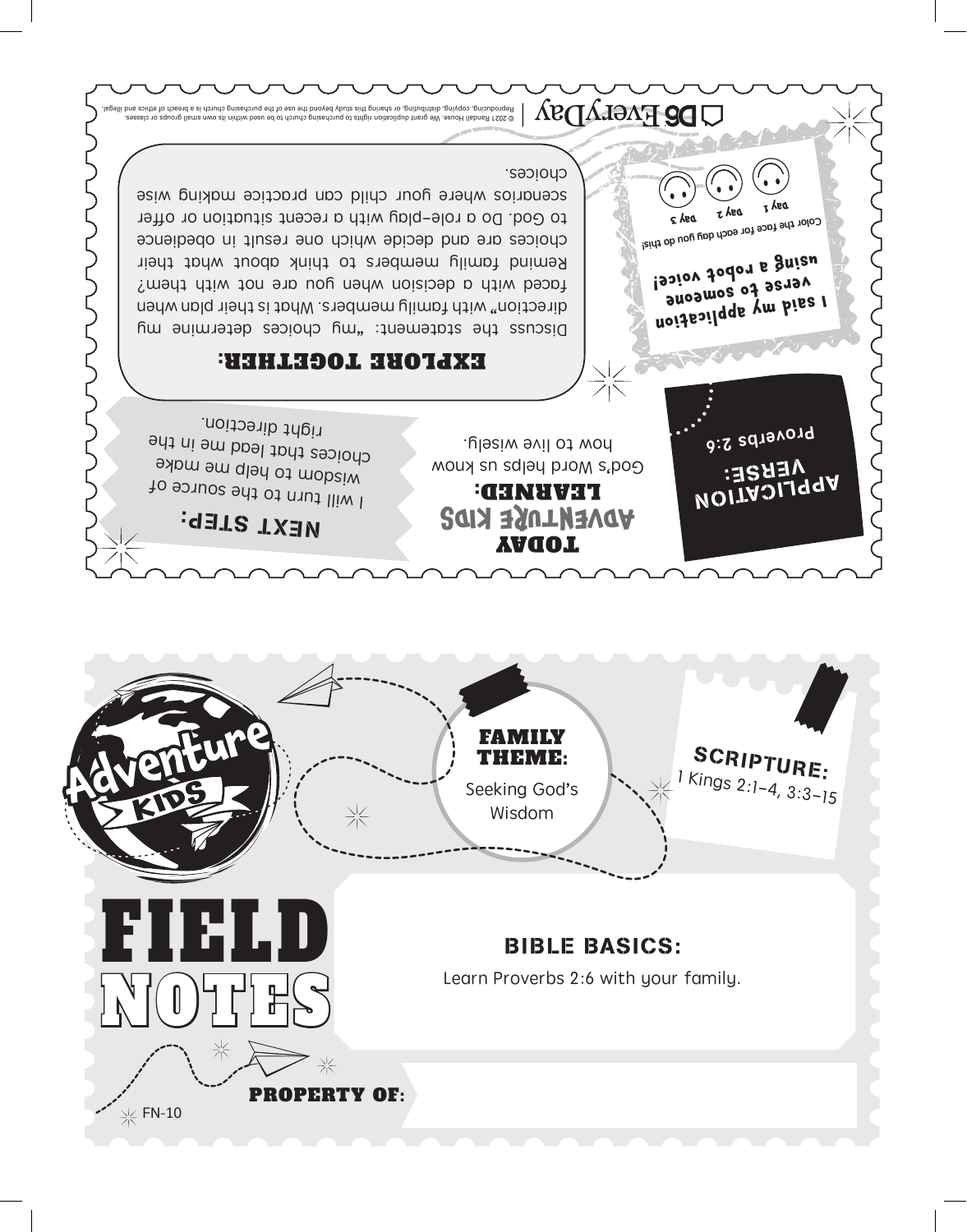# FIELD NOTES

Adventure KIDS

## FAMILY THEME:

Seeking God's Wisdom

## SCRIPTURE:

1 Kings 2:1–4, 3:3–15

## BIBLE BASICS:

Learn Proverbs 2:6 with your family.

**PROPERTY OF:**

FN-10

---

## TODAY ADVENTURE KIDS LEARNED:

God's Word helps us know how to live wisely.

## APPLICATION VERSE:

Proverbs 2:6

## NEXT STEP:

I will turn to the source of wisdom to help me make choices that lead me in the right direction.

**I said my application verse to someone using a robot voice!**

Color the face for each day you do this!

Day 1 Day 2 Day 3

## EXPLORE TOGETHER:

Discuss the statement: "my choices determine my direction" with family members. What is their plan when faced with a decision when you are not with them? Remind family members to think about what their choices are and decide which one result in obedience to God. Do a role-play with a recent situation or offer scenarios where your child can practice making wise choices.

D6 EveryDay | © 2021 Randall House. We grant duplication rights to purchasing church to be used within its own small groups or classes. Reproducing, copying, distributing, or sharing this study beyond the use of the purchasing church is a breach of ethics and illegal.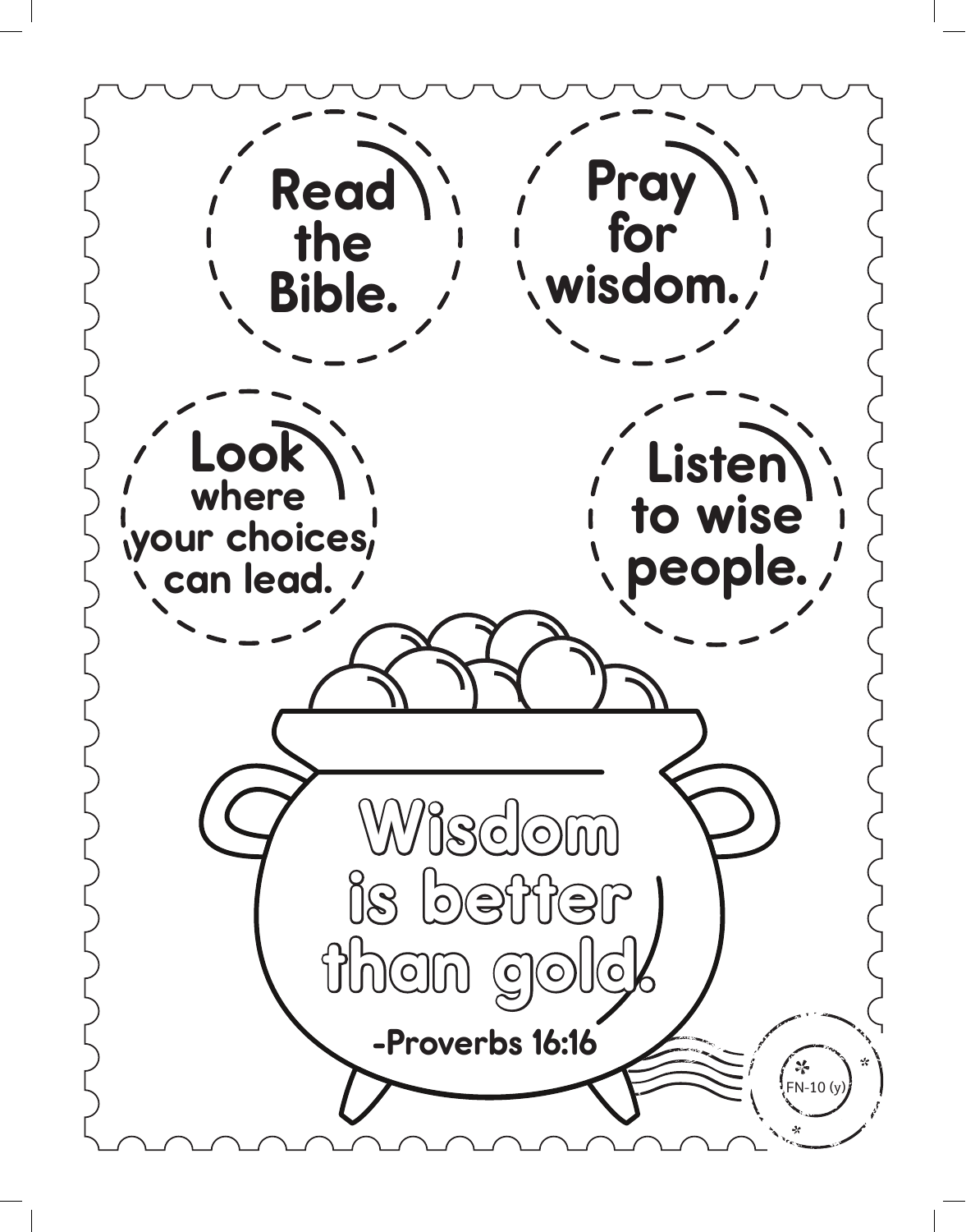Read the Bible.

Pray for wisdom.

Look where your choices can lead.

Listen to wise people.

# Wisdom is better than gold.

-Proverbs 16:16

FN-10 (y)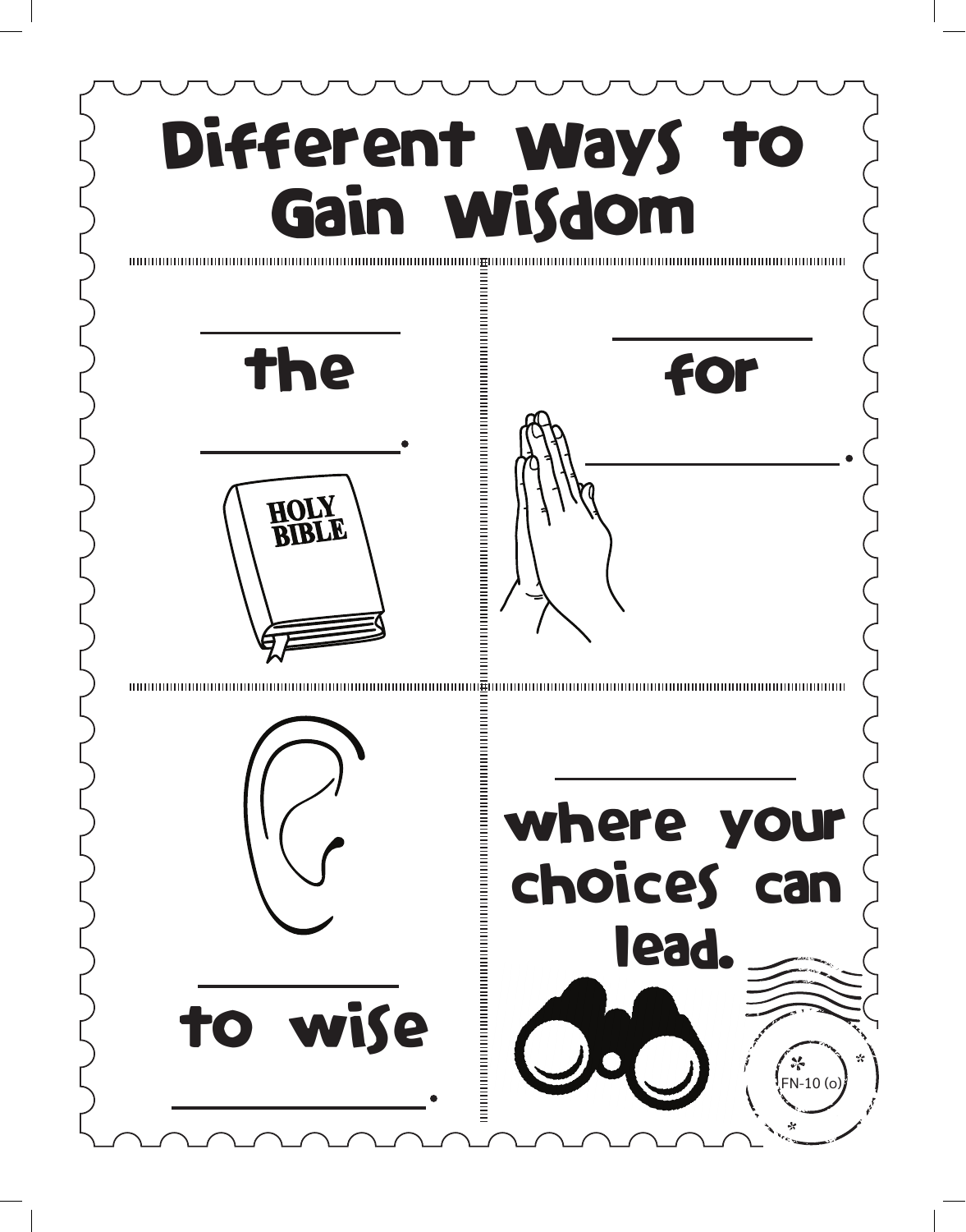# Different Ways to Gain Wisdom

_______ the _______.

HOLY BIBLE

_______ for _______.

_______ to wise _______.

_______ where your choices can lead.

FN-10 (o)